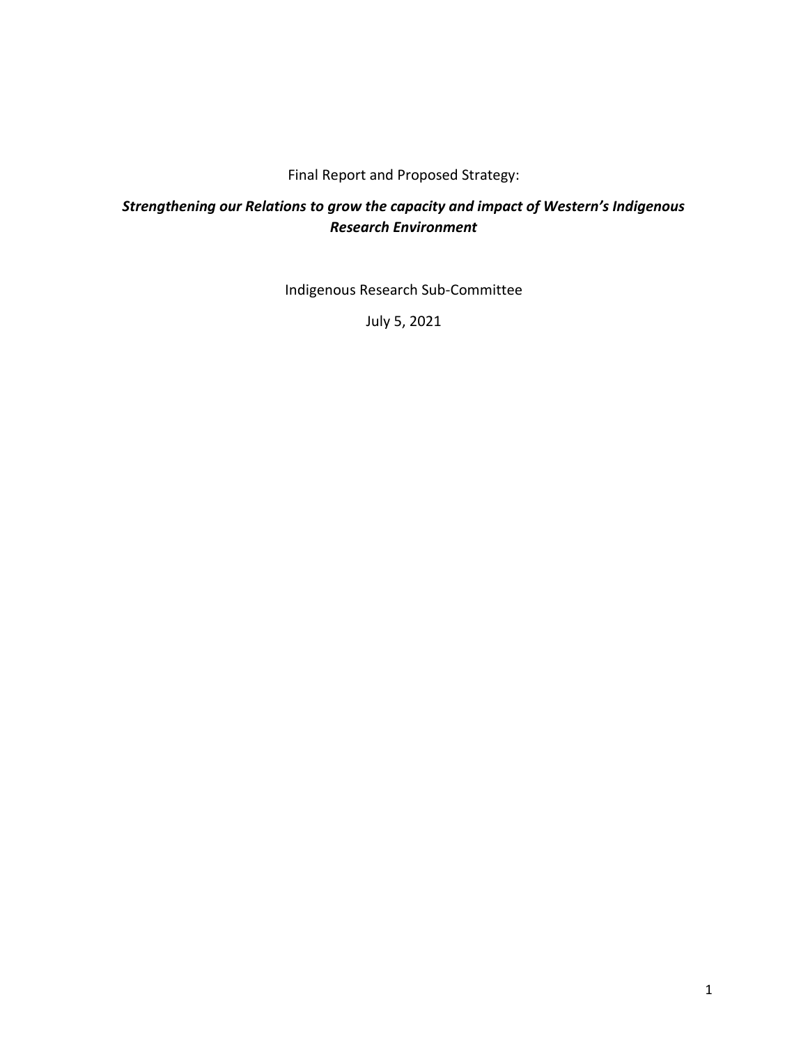Final Report and Proposed Strategy:

# *Strengthening our Relations to grow the capacity and impact of Western's Indigenous Research Environment*

Indigenous Research Sub-Committee

July 5, 2021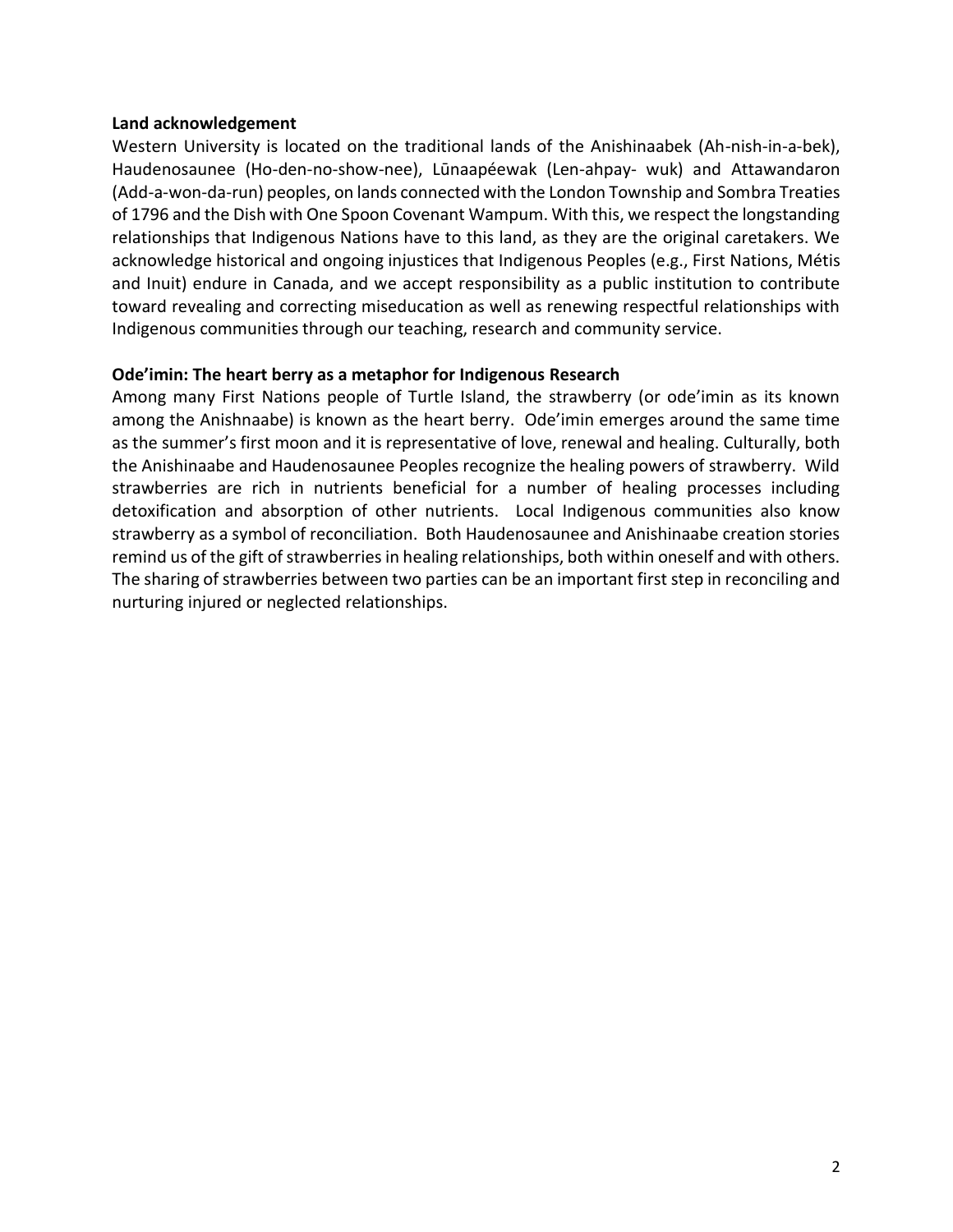**Land acknowledgement**

Western University is located on the traditional lands of the Anishinaabek (Ah-nish-in-a-bek), Haudenosaunee (Ho-den-no-show-nee), Lūnaapéewak (Len-ahpay- wuk) and Attawandaron (Add-a-won-da-run) peoples, on lands connected with the London Township and Sombra Treaties of 1796 and the Dish with One Spoon Covenant Wampum. With this, we respect the longstanding relationships that Indigenous Nations have to this land, as they are the original caretakers. We acknowledge historical and ongoing injustices that Indigenous Peoples (e.g., First Nations, Métis and Inuit) endure in Canada, and we accept responsibility as a public institution to contribute toward revealing and correcting miseducation as well as renewing respectful relationships with Indigenous communities through our teaching, research and community service.

**Ode'imin: The heart berry as a metaphor for Indigenous Research**

Among many First Nations people of Turtle Island, the strawberry (or ode'imin as its known among the Anishnaabe) is known as the heart berry. Ode'imin emerges around the same time as the summer's first moon and it is representative of love, renewal and healing. Culturally, both the Anishinaabe and Haudenosaunee Peoples recognize the healing powers of strawberry. Wild strawberries are rich in nutrients beneficial for a number of healing processes including detoxification and absorption of other nutrients. Local Indigenous communities also know strawberry as a symbol of reconciliation. Both Haudenosaunee and Anishinaabe creation stories remind us of the gift of strawberries in healing relationships, both within oneself and with others. The sharing of strawberries between two parties can be an important first step in reconciling and nurturing injured or neglected relationships.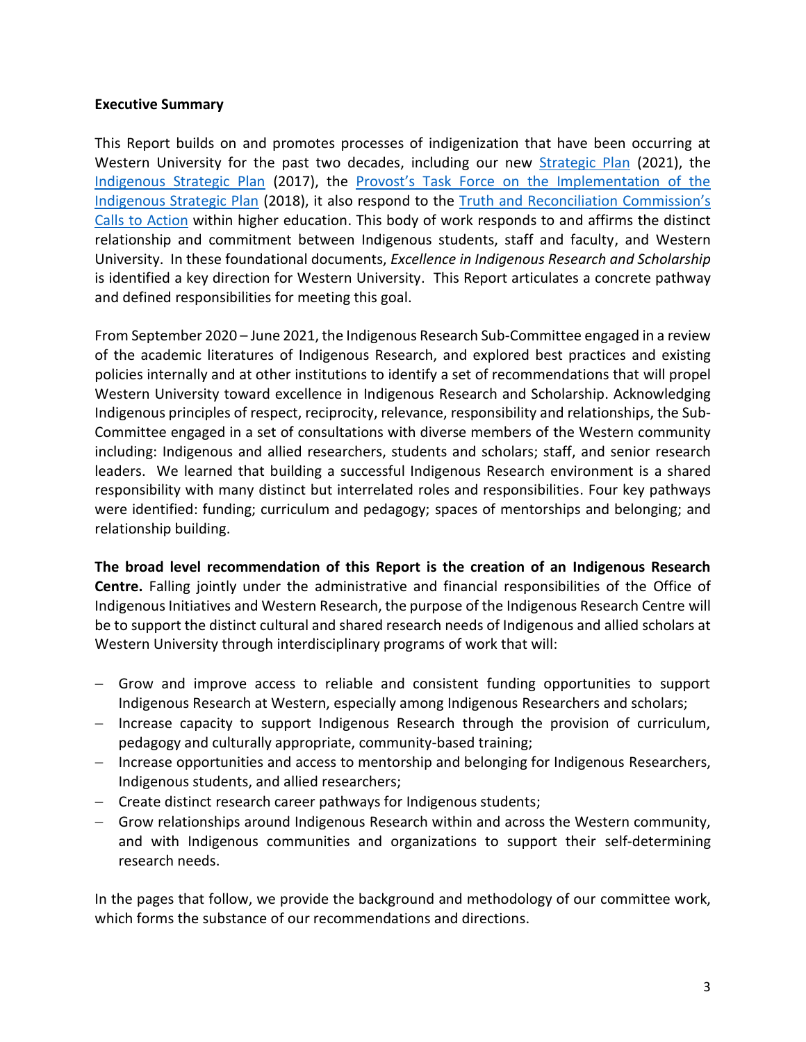**Executive Summary**

This Report builds on and promotes processes of indigenization that have been occurring at Western University for the past two decades, including our new Strategic Plan (2021), the Indigenous Strategic Plan (2017), the Provost's Task Force on the Implementation of the Indigenous Strategic Plan (2018), it also respond to the Truth and Reconciliation Commission's Calls to Action within higher education. This body of work responds to and affirms the distinct relationship and commitment between Indigenous students, staff and faculty, and Western University. In these foundational documents, *Excellence in Indigenous Research and Scholarship* is identified a key direction for Western University. This Report articulates a concrete pathway and defined responsibilities for meeting this goal.

From September 2020 – June 2021, the Indigenous Research Sub-Committee engaged in a review of the academic literatures of Indigenous Research, and explored best practices and existing policies internally and at other institutions to identify a set of recommendations that will propel Western University toward excellence in Indigenous Research and Scholarship. Acknowledging Indigenous principles of respect, reciprocity, relevance, responsibility and relationships, the Sub-Committee engaged in a set of consultations with diverse members of the Western community including: Indigenous and allied researchers, students and scholars; staff, and senior research leaders. We learned that building a successful Indigenous Research environment is a shared responsibility with many distinct but interrelated roles and responsibilities. Four key pathways were identified: funding; curriculum and pedagogy; spaces of mentorships and belonging; and relationship building.

**The broad level recommendation of this Report is the creation of an Indigenous Research Centre.** Falling jointly under the administrative and financial responsibilities of the Office of Indigenous Initiatives and Western Research, the purpose of the Indigenous Research Centre will be to support the distinct cultural and shared research needs of Indigenous and allied scholars at Western University through interdisciplinary programs of work that will:

- Grow and improve access to reliable and consistent funding opportunities to support Indigenous Research at Western, especially among Indigenous Researchers and scholars;
- Increase capacity to support Indigenous Research through the provision of curriculum, pedagogy and culturally appropriate, community-based training;
- Increase opportunities and access to mentorship and belonging for Indigenous Researchers, Indigenous students, and allied researchers;
- Create distinct research career pathways for Indigenous students;
- Grow relationships around Indigenous Research within and across the Western community, and with Indigenous communities and organizations to support their self-determining research needs.

In the pages that follow, we provide the background and methodology of our committee work, which forms the substance of our recommendations and directions.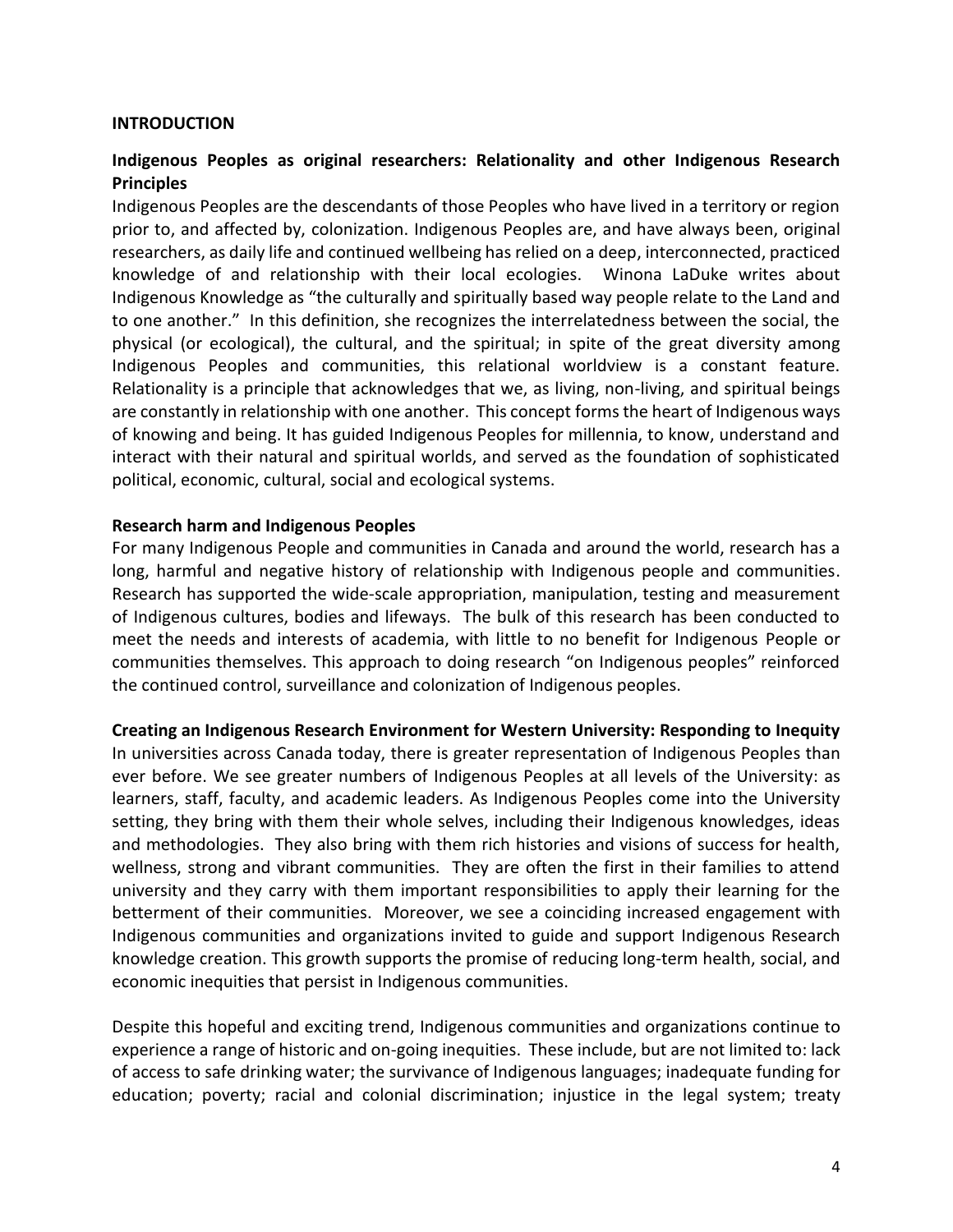## INTRODUCTION

### Indigenous Peoples as original researchers: Relationality and other Indigenous Research Principles

Indigenous Peoples are the descendants of those Peoples who have lived in a territory or region prior to, and affected by, colonization. Indigenous Peoples are, and have always been, original researchers, as daily life and continued wellbeing has relied on a deep, interconnected, practiced knowledge of and relationship with their local ecologies. Winona LaDuke writes about Indigenous Knowledge as "the culturally and spiritually based way people relate to the Land and to one another." In this definition, she recognizes the interrelatedness between the social, the physical (or ecological), the cultural, and the spiritual; in spite of the great diversity among Indigenous Peoples and communities, this relational worldview is a constant feature. Relationality is a principle that acknowledges that we, as living, non-living, and spiritual beings are constantly in relationship with one another. This concept forms the heart of Indigenous ways of knowing and being. It has guided Indigenous Peoples for millennia, to know, understand and interact with their natural and spiritual worlds, and served as the foundation of sophisticated political, economic, cultural, social and ecological systems.

### Research harm and Indigenous Peoples

For many Indigenous People and communities in Canada and around the world, research has a long, harmful and negative history of relationship with Indigenous people and communities. Research has supported the wide-scale appropriation, manipulation, testing and measurement of Indigenous cultures, bodies and lifeways. The bulk of this research has been conducted to meet the needs and interests of academia, with little to no benefit for Indigenous People or communities themselves. This approach to doing research "on Indigenous peoples" reinforced the continued control, surveillance and colonization of Indigenous peoples.

### Creating an Indigenous Research Environment for Western University: Responding to Inequity

In universities across Canada today, there is greater representation of Indigenous Peoples than ever before. We see greater numbers of Indigenous Peoples at all levels of the University: as learners, staff, faculty, and academic leaders. As Indigenous Peoples come into the University setting, they bring with them their whole selves, including their Indigenous knowledges, ideas and methodologies. They also bring with them rich histories and visions of success for health, wellness, strong and vibrant communities. They are often the first in their families to attend university and they carry with them important responsibilities to apply their learning for the betterment of their communities. Moreover, we see a coinciding increased engagement with Indigenous communities and organizations invited to guide and support Indigenous Research knowledge creation. This growth supports the promise of reducing long-term health, social, and economic inequities that persist in Indigenous communities.

Despite this hopeful and exciting trend, Indigenous communities and organizations continue to experience a range of historic and on-going inequities. These include, but are not limited to: lack of access to safe drinking water; the survivance of Indigenous languages; inadequate funding for education; poverty; racial and colonial discrimination; injustice in the legal system; treaty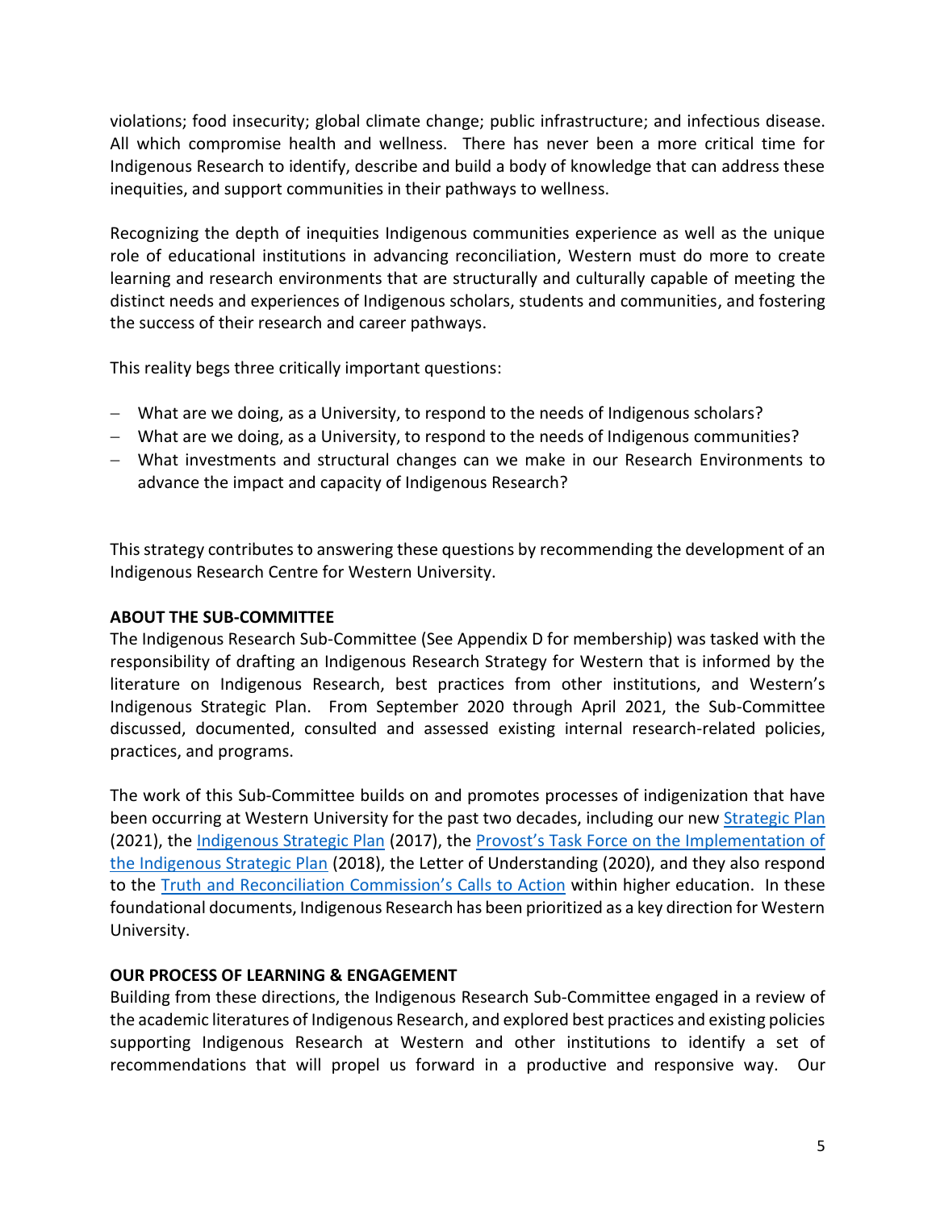violations; food insecurity; global climate change; public infrastructure; and infectious disease. All which compromise health and wellness. There has never been a more critical time for Indigenous Research to identify, describe and build a body of knowledge that can address these inequities, and support communities in their pathways to wellness.

Recognizing the depth of inequities Indigenous communities experience as well as the unique role of educational institutions in advancing reconciliation, Western must do more to create learning and research environments that are structurally and culturally capable of meeting the distinct needs and experiences of Indigenous scholars, students and communities, and fostering the success of their research and career pathways.

This reality begs three critically important questions:

- What are we doing, as a University, to respond to the needs of Indigenous scholars?
- What are we doing, as a University, to respond to the needs of Indigenous communities?
- What investments and structural changes can we make in our Research Environments to advance the impact and capacity of Indigenous Research?

This strategy contributes to answering these questions by recommending the development of an Indigenous Research Centre for Western University.

## ABOUT THE SUB-COMMITTEE

The Indigenous Research Sub-Committee (See Appendix D for membership) was tasked with the responsibility of drafting an Indigenous Research Strategy for Western that is informed by the literature on Indigenous Research, best practices from other institutions, and Western's Indigenous Strategic Plan. From September 2020 through April 2021, the Sub-Committee discussed, documented, consulted and assessed existing internal research-related policies, practices, and programs.

The work of this Sub-Committee builds on and promotes processes of indigenization that have been occurring at Western University for the past two decades, including our new Strategic Plan (2021), the Indigenous Strategic Plan (2017), the Provost's Task Force on the Implementation of the Indigenous Strategic Plan (2018), the Letter of Understanding (2020), and they also respond to the Truth and Reconciliation Commission's Calls to Action within higher education. In these foundational documents, Indigenous Research has been prioritized as a key direction for Western University.

## OUR PROCESS OF LEARNING & ENGAGEMENT

Building from these directions, the Indigenous Research Sub-Committee engaged in a review of the academic literatures of Indigenous Research, and explored best practices and existing policies supporting Indigenous Research at Western and other institutions to identify a set of recommendations that will propel us forward in a productive and responsive way. Our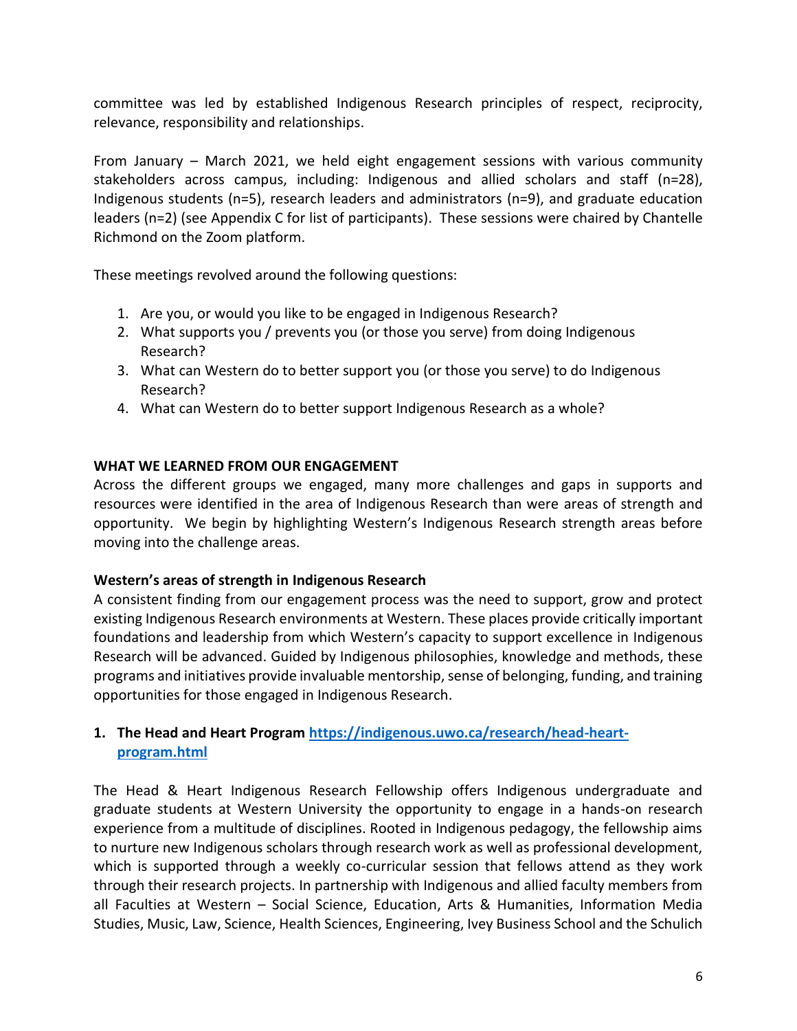committee was led by established Indigenous Research principles of respect, reciprocity, relevance, responsibility and relationships.

From January – March 2021, we held eight engagement sessions with various community stakeholders across campus, including: Indigenous and allied scholars and staff (n=28), Indigenous students (n=5), research leaders and administrators (n=9), and graduate education leaders (n=2) (see Appendix C for list of participants). These sessions were chaired by Chantelle Richmond on the Zoom platform.

These meetings revolved around the following questions:

1. Are you, or would you like to be engaged in Indigenous Research?
2. What supports you / prevents you (or those you serve) from doing Indigenous Research?
3. What can Western do to better support you (or those you serve) to do Indigenous Research?
4. What can Western do to better support Indigenous Research as a whole?

## WHAT WE LEARNED FROM OUR ENGAGEMENT

Across the different groups we engaged, many more challenges and gaps in supports and resources were identified in the area of Indigenous Research than were areas of strength and opportunity. We begin by highlighting Western's Indigenous Research strength areas before moving into the challenge areas.

### Western's areas of strength in Indigenous Research

A consistent finding from our engagement process was the need to support, grow and protect existing Indigenous Research environments at Western. These places provide critically important foundations and leadership from which Western's capacity to support excellence in Indigenous Research will be advanced. Guided by Indigenous philosophies, knowledge and methods, these programs and initiatives provide invaluable mentorship, sense of belonging, funding, and training opportunities for those engaged in Indigenous Research.

1. **The Head and Heart Program [https://indigenous.uwo.ca/research/head-heart-program.html](https://indigenous.uwo.ca/research/head-heart-program.html)**

The Head & Heart Indigenous Research Fellowship offers Indigenous undergraduate and graduate students at Western University the opportunity to engage in a hands-on research experience from a multitude of disciplines. Rooted in Indigenous pedagogy, the fellowship aims to nurture new Indigenous scholars through research work as well as professional development, which is supported through a weekly co-curricular session that fellows attend as they work through their research projects. In partnership with Indigenous and allied faculty members from all Faculties at Western – Social Science, Education, Arts & Humanities, Information Media Studies, Music, Law, Science, Health Sciences, Engineering, Ivey Business School and the Schulich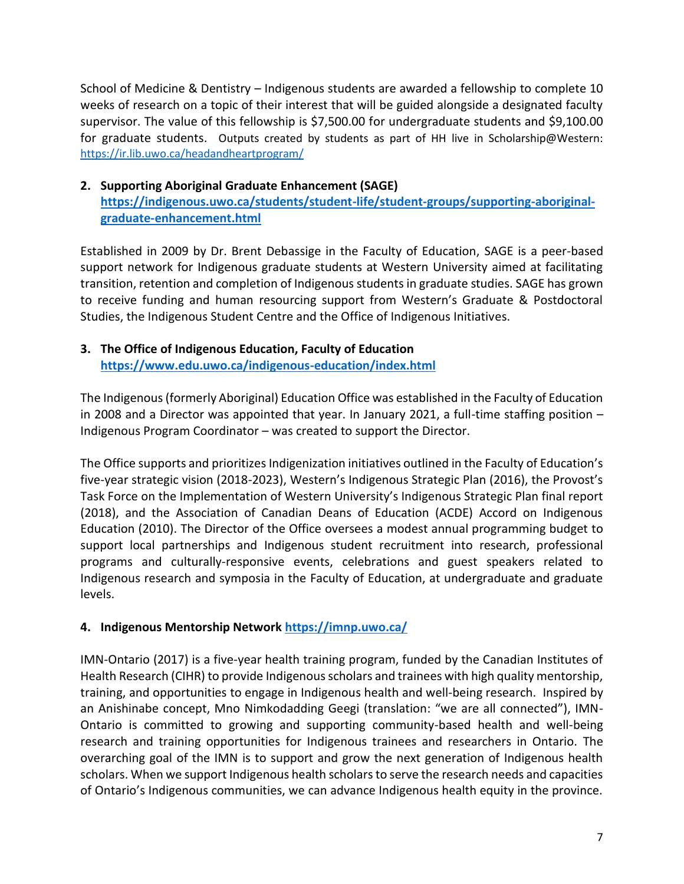School of Medicine & Dentistry – Indigenous students are awarded a fellowship to complete 10 weeks of research on a topic of their interest that will be guided alongside a designated faculty supervisor. The value of this fellowship is $7,500.00 for undergraduate students and $9,100.00 for graduate students. Outputs created by students as part of HH live in Scholarship@Western: https://ir.lib.uwo.ca/headandheartprogram/

2. **Supporting Aboriginal Graduate Enhancement (SAGE)**
   **https://indigenous.uwo.ca/students/student-life/student-groups/supporting-aboriginal-graduate-enhancement.html**

Established in 2009 by Dr. Brent Debassige in the Faculty of Education, SAGE is a peer-based support network for Indigenous graduate students at Western University aimed at facilitating transition, retention and completion of Indigenous students in graduate studies. SAGE has grown to receive funding and human resourcing support from Western's Graduate & Postdoctoral Studies, the Indigenous Student Centre and the Office of Indigenous Initiatives.

3. **The Office of Indigenous Education, Faculty of Education**
   **https://www.edu.uwo.ca/indigenous-education/index.html**

The Indigenous (formerly Aboriginal) Education Office was established in the Faculty of Education in 2008 and a Director was appointed that year. In January 2021, a full-time staffing position – Indigenous Program Coordinator – was created to support the Director.

The Office supports and prioritizes Indigenization initiatives outlined in the Faculty of Education's five-year strategic vision (2018-2023), Western's Indigenous Strategic Plan (2016), the Provost's Task Force on the Implementation of Western University's Indigenous Strategic Plan final report (2018), and the Association of Canadian Deans of Education (ACDE) Accord on Indigenous Education (2010). The Director of the Office oversees a modest annual programming budget to support local partnerships and Indigenous student recruitment into research, professional programs and culturally-responsive events, celebrations and guest speakers related to Indigenous research and symposia in the Faculty of Education, at undergraduate and graduate levels.

4. **Indigenous Mentorship Network https://imnp.uwo.ca/**

IMN-Ontario (2017) is a five-year health training program, funded by the Canadian Institutes of Health Research (CIHR) to provide Indigenous scholars and trainees with high quality mentorship, training, and opportunities to engage in Indigenous health and well-being research. Inspired by an Anishinabe concept, Mno Nimkodadding Geegi (translation: "we are all connected"), IMN-Ontario is committed to growing and supporting community-based health and well-being research and training opportunities for Indigenous trainees and researchers in Ontario. The overarching goal of the IMN is to support and grow the next generation of Indigenous health scholars. When we support Indigenous health scholars to serve the research needs and capacities of Ontario's Indigenous communities, we can advance Indigenous health equity in the province.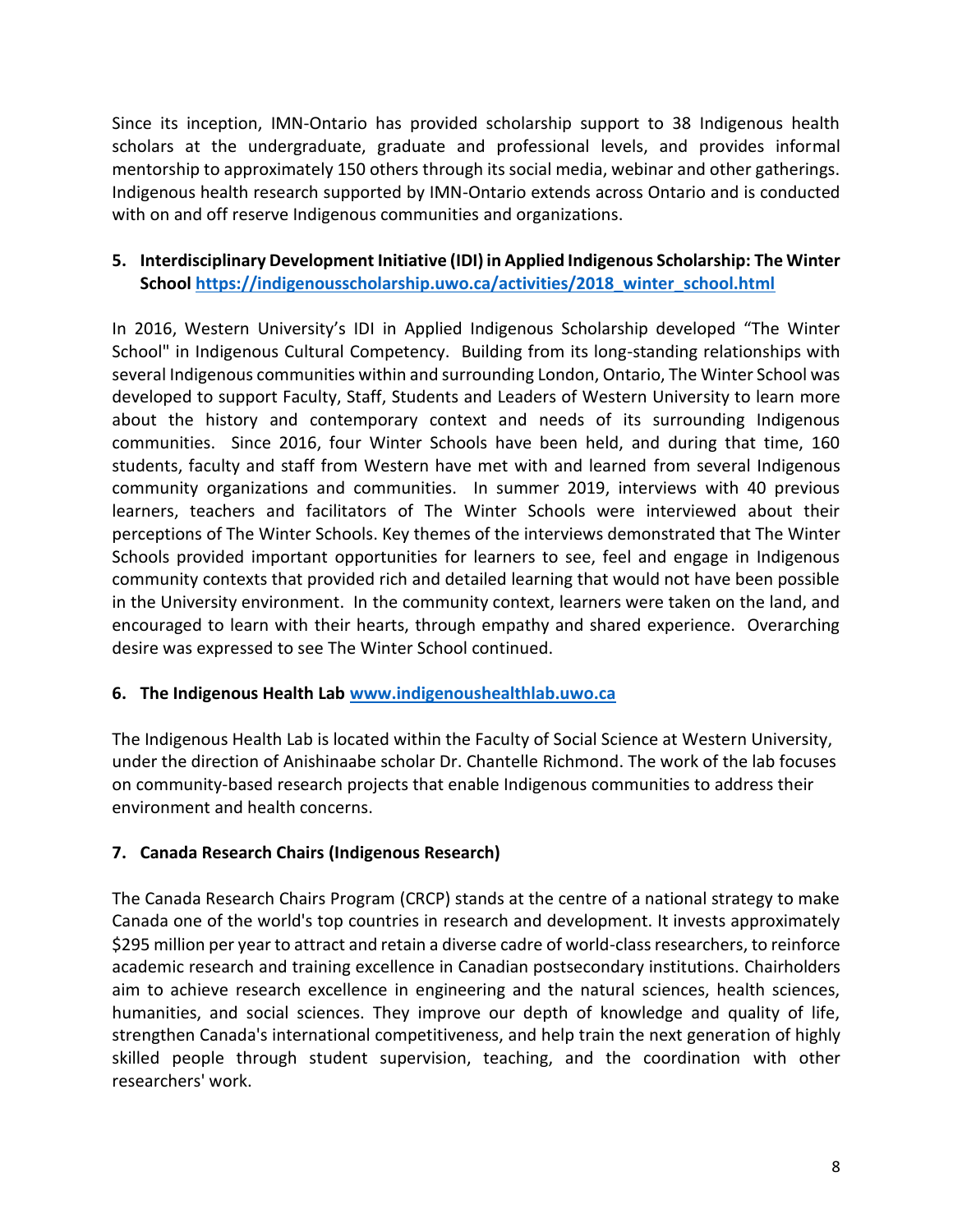Since its inception, IMN-Ontario has provided scholarship support to 38 Indigenous health scholars at the undergraduate, graduate and professional levels, and provides informal mentorship to approximately 150 others through its social media, webinar and other gatherings. Indigenous health research supported by IMN-Ontario extends across Ontario and is conducted with on and off reserve Indigenous communities and organizations.

### 5. Interdisciplinary Development Initiative (IDI) in Applied Indigenous Scholarship: The Winter School [https://indigenousscholarship.uwo.ca/activities/2018_winter_school.html](https://indigenousscholarship.uwo.ca/activities/2018_winter_school.html)

In 2016, Western University's IDI in Applied Indigenous Scholarship developed "The Winter School" in Indigenous Cultural Competency. Building from its long-standing relationships with several Indigenous communities within and surrounding London, Ontario, The Winter School was developed to support Faculty, Staff, Students and Leaders of Western University to learn more about the history and contemporary context and needs of its surrounding Indigenous communities. Since 2016, four Winter Schools have been held, and during that time, 160 students, faculty and staff from Western have met with and learned from several Indigenous community organizations and communities. In summer 2019, interviews with 40 previous learners, teachers and facilitators of The Winter Schools were interviewed about their perceptions of The Winter Schools. Key themes of the interviews demonstrated that The Winter Schools provided important opportunities for learners to see, feel and engage in Indigenous community contexts that provided rich and detailed learning that would not have been possible in the University environment. In the community context, learners were taken on the land, and encouraged to learn with their hearts, through empathy and shared experience. Overarching desire was expressed to see The Winter School continued.

### 6. The Indigenous Health Lab [www.indigenoushealthlab.uwo.ca](http://www.indigenoushealthlab.uwo.ca)

The Indigenous Health Lab is located within the Faculty of Social Science at Western University, under the direction of Anishinaabe scholar Dr. Chantelle Richmond. The work of the lab focuses on community-based research projects that enable Indigenous communities to address their environment and health concerns.

### 7. Canada Research Chairs (Indigenous Research)

The Canada Research Chairs Program (CRCP) stands at the centre of a national strategy to make Canada one of the world's top countries in research and development. It invests approximately $295 million per year to attract and retain a diverse cadre of world-class researchers, to reinforce academic research and training excellence in Canadian postsecondary institutions. Chairholders aim to achieve research excellence in engineering and the natural sciences, health sciences, humanities, and social sciences. They improve our depth of knowledge and quality of life, strengthen Canada's international competitiveness, and help train the next generation of highly skilled people through student supervision, teaching, and the coordination with other researchers' work.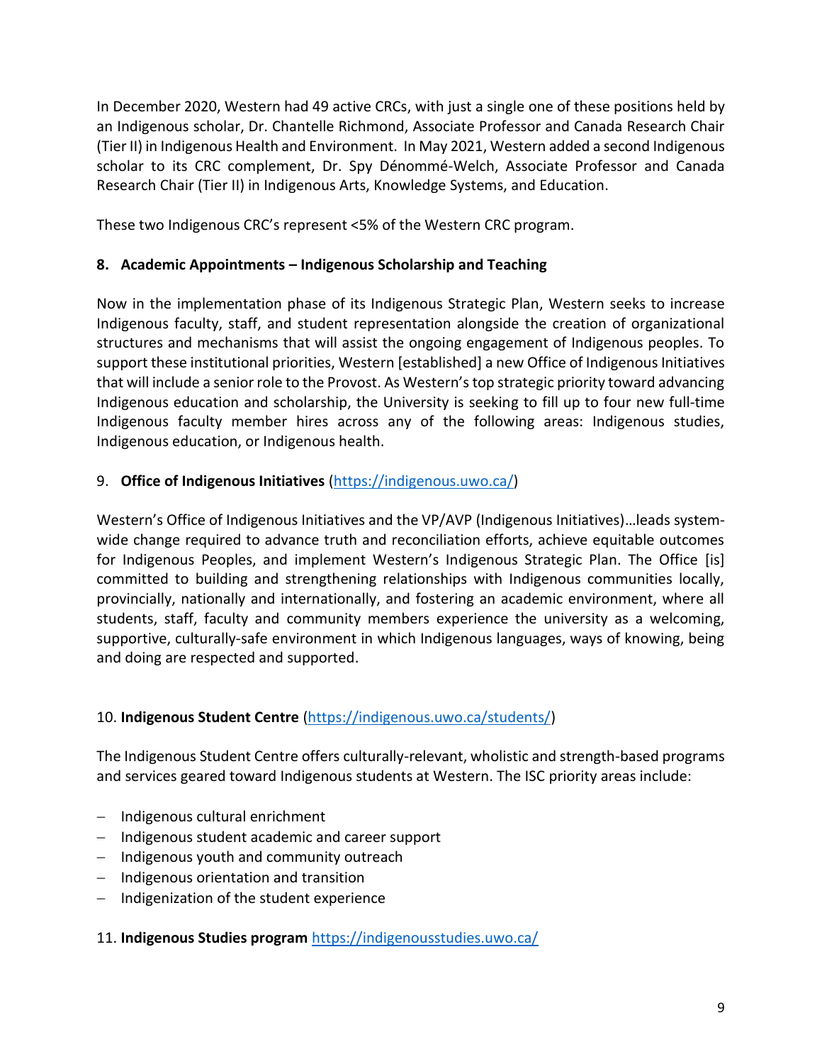In December 2020, Western had 49 active CRCs, with just a single one of these positions held by an Indigenous scholar, Dr. Chantelle Richmond, Associate Professor and Canada Research Chair (Tier II) in Indigenous Health and Environment. In May 2021, Western added a second Indigenous scholar to its CRC complement, Dr. Spy Dénommé-Welch, Associate Professor and Canada Research Chair (Tier II) in Indigenous Arts, Knowledge Systems, and Education.

These two Indigenous CRC's represent <5% of the Western CRC program.

**8. Academic Appointments – Indigenous Scholarship and Teaching**

Now in the implementation phase of its Indigenous Strategic Plan, Western seeks to increase Indigenous faculty, staff, and student representation alongside the creation of organizational structures and mechanisms that will assist the ongoing engagement of Indigenous peoples. To support these institutional priorities, Western [established] a new Office of Indigenous Initiatives that will include a senior role to the Provost. As Western's top strategic priority toward advancing Indigenous education and scholarship, the University is seeking to fill up to four new full-time Indigenous faculty member hires across any of the following areas: Indigenous studies, Indigenous education, or Indigenous health.

9. **Office of Indigenous Initiatives** (https://indigenous.uwo.ca/)

Western's Office of Indigenous Initiatives and the VP/AVP (Indigenous Initiatives)…leads system-wide change required to advance truth and reconciliation efforts, achieve equitable outcomes for Indigenous Peoples, and implement Western's Indigenous Strategic Plan. The Office [is] committed to building and strengthening relationships with Indigenous communities locally, provincially, nationally and internationally, and fostering an academic environment, where all students, staff, faculty and community members experience the university as a welcoming, supportive, culturally-safe environment in which Indigenous languages, ways of knowing, being and doing are respected and supported.

10. **Indigenous Student Centre** (https://indigenous.uwo.ca/students/)

The Indigenous Student Centre offers culturally-relevant, wholistic and strength-based programs and services geared toward Indigenous students at Western. The ISC priority areas include:

- Indigenous cultural enrichment
- Indigenous student academic and career support
- Indigenous youth and community outreach
- Indigenous orientation and transition
- Indigenization of the student experience

11. **Indigenous Studies program** https://indigenousstudies.uwo.ca/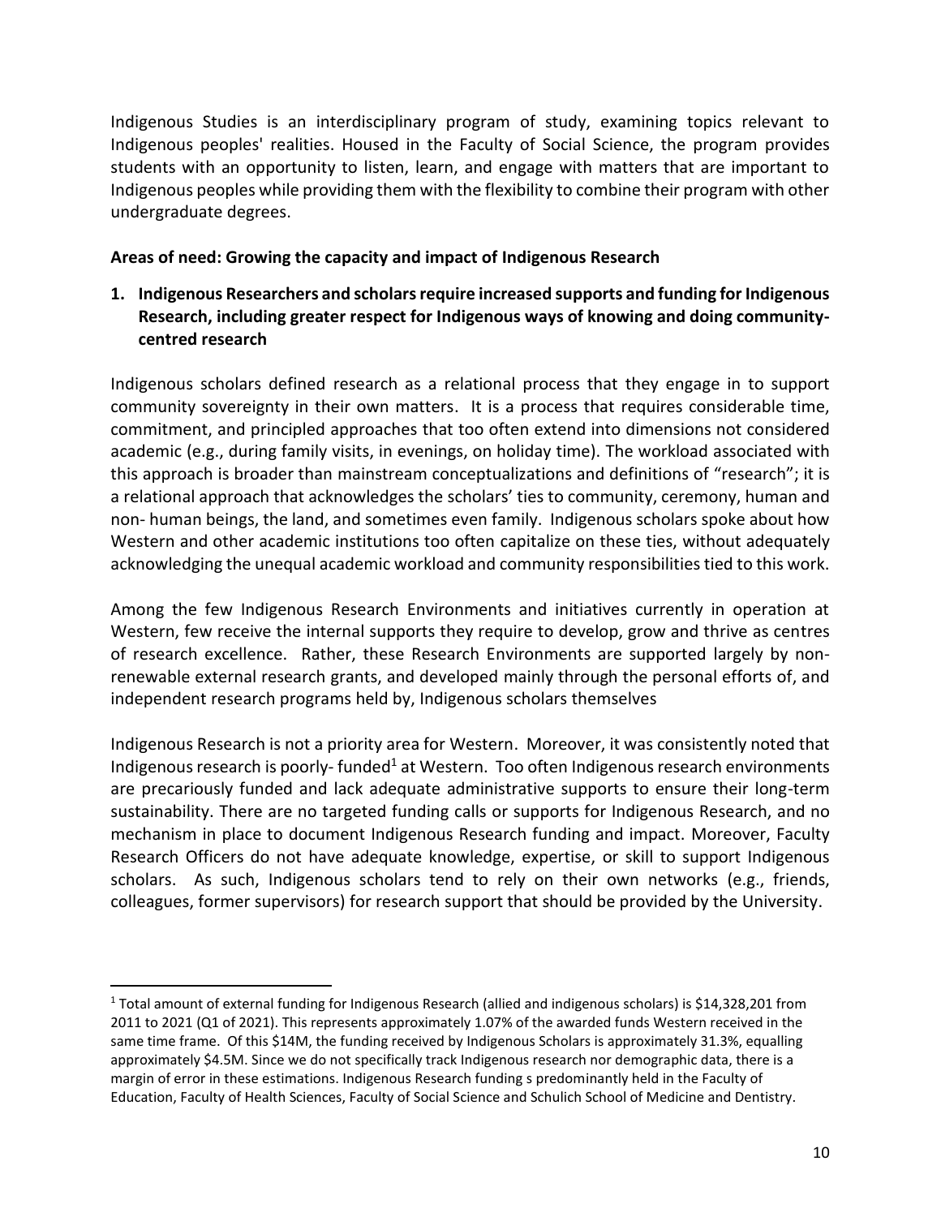Indigenous Studies is an interdisciplinary program of study, examining topics relevant to Indigenous peoples' realities. Housed in the Faculty of Social Science, the program provides students with an opportunity to listen, learn, and engage with matters that are important to Indigenous peoples while providing them with the flexibility to combine their program with other undergraduate degrees.

**Areas of need: Growing the capacity and impact of Indigenous Research**

1. **Indigenous Researchers and scholars require increased supports and funding for Indigenous Research, including greater respect for Indigenous ways of knowing and doing community-centred research**

Indigenous scholars defined research as a relational process that they engage in to support community sovereignty in their own matters. It is a process that requires considerable time, commitment, and principled approaches that too often extend into dimensions not considered academic (e.g., during family visits, in evenings, on holiday time). The workload associated with this approach is broader than mainstream conceptualizations and definitions of "research"; it is a relational approach that acknowledges the scholars' ties to community, ceremony, human and non- human beings, the land, and sometimes even family. Indigenous scholars spoke about how Western and other academic institutions too often capitalize on these ties, without adequately acknowledging the unequal academic workload and community responsibilities tied to this work.

Among the few Indigenous Research Environments and initiatives currently in operation at Western, few receive the internal supports they require to develop, grow and thrive as centres of research excellence. Rather, these Research Environments are supported largely by non-renewable external research grants, and developed mainly through the personal efforts of, and independent research programs held by, Indigenous scholars themselves

Indigenous Research is not a priority area for Western. Moreover, it was consistently noted that Indigenous research is poorly- funded[1] at Western. Too often Indigenous research environments are precariously funded and lack adequate administrative supports to ensure their long-term sustainability. There are no targeted funding calls or supports for Indigenous Research, and no mechanism in place to document Indigenous Research funding and impact. Moreover, Faculty Research Officers do not have adequate knowledge, expertise, or skill to support Indigenous scholars. As such, Indigenous scholars tend to rely on their own networks (e.g., friends, colleagues, former supervisors) for research support that should be provided by the University.

---

[1] Total amount of external funding for Indigenous Research (allied and indigenous scholars) is $14,328,201 from 2011 to 2021 (Q1 of 2021). This represents approximately 1.07% of the awarded funds Western received in the same time frame. Of this $14M, the funding received by Indigenous Scholars is approximately 31.3%, equalling approximately $4.5M. Since we do not specifically track Indigenous research nor demographic data, there is a margin of error in these estimations. Indigenous Research funding s predominantly held in the Faculty of Education, Faculty of Health Sciences, Faculty of Social Science and Schulich School of Medicine and Dentistry.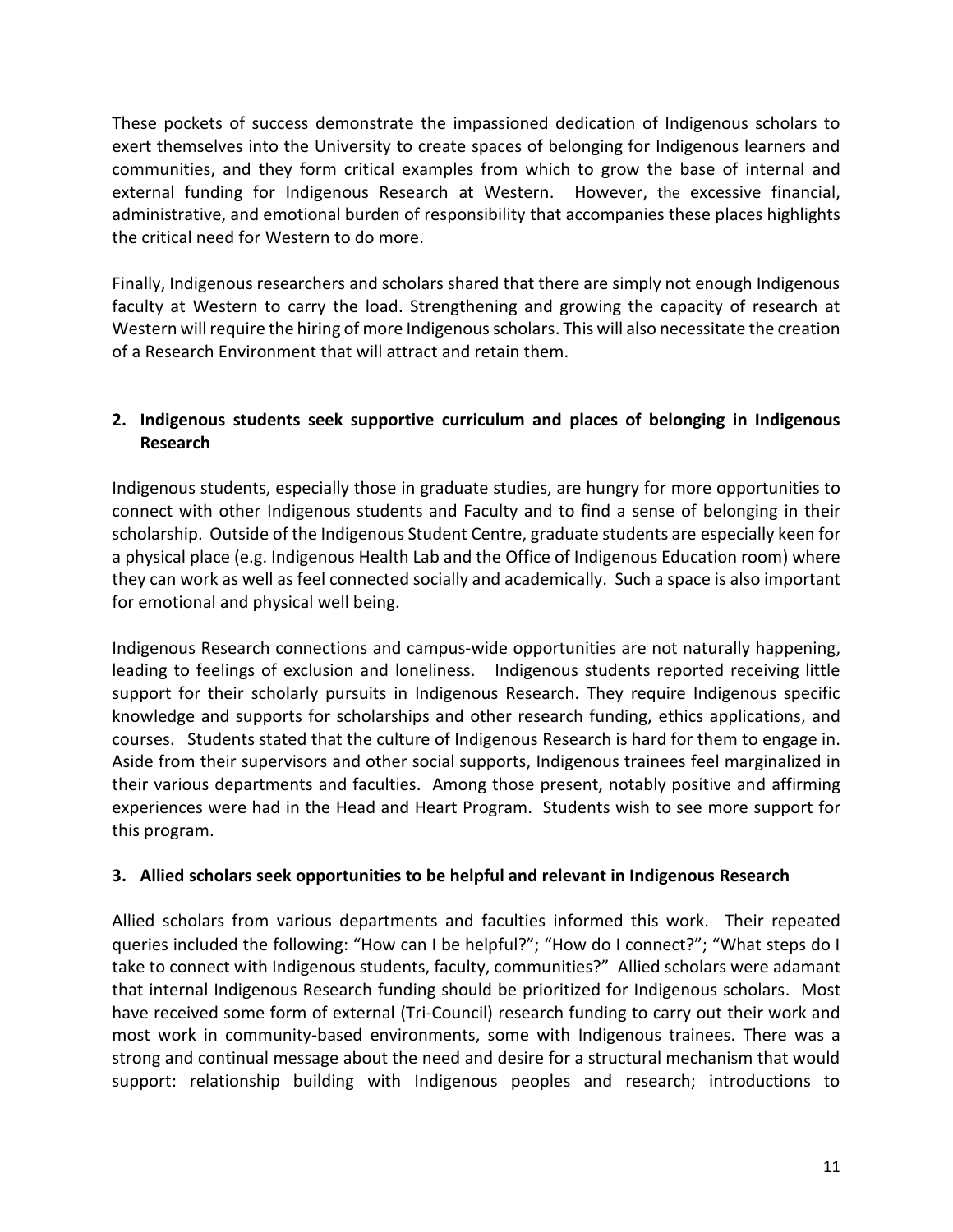These pockets of success demonstrate the impassioned dedication of Indigenous scholars to exert themselves into the University to create spaces of belonging for Indigenous learners and communities, and they form critical examples from which to grow the base of internal and external funding for Indigenous Research at Western. However, the excessive financial, administrative, and emotional burden of responsibility that accompanies these places highlights the critical need for Western to do more.

Finally, Indigenous researchers and scholars shared that there are simply not enough Indigenous faculty at Western to carry the load. Strengthening and growing the capacity of research at Western will require the hiring of more Indigenous scholars. This will also necessitate the creation of a Research Environment that will attract and retain them.

**2. Indigenous students seek supportive curriculum and places of belonging in Indigenous Research**

Indigenous students, especially those in graduate studies, are hungry for more opportunities to connect with other Indigenous students and Faculty and to find a sense of belonging in their scholarship. Outside of the Indigenous Student Centre, graduate students are especially keen for a physical place (e.g. Indigenous Health Lab and the Office of Indigenous Education room) where they can work as well as feel connected socially and academically. Such a space is also important for emotional and physical well being.

Indigenous Research connections and campus-wide opportunities are not naturally happening, leading to feelings of exclusion and loneliness. Indigenous students reported receiving little support for their scholarly pursuits in Indigenous Research. They require Indigenous specific knowledge and supports for scholarships and other research funding, ethics applications, and courses. Students stated that the culture of Indigenous Research is hard for them to engage in. Aside from their supervisors and other social supports, Indigenous trainees feel marginalized in their various departments and faculties. Among those present, notably positive and affirming experiences were had in the Head and Heart Program. Students wish to see more support for this program.

**3. Allied scholars seek opportunities to be helpful and relevant in Indigenous Research**

Allied scholars from various departments and faculties informed this work. Their repeated queries included the following: "How can I be helpful?"; "How do I connect?"; "What steps do I take to connect with Indigenous students, faculty, communities?" Allied scholars were adamant that internal Indigenous Research funding should be prioritized for Indigenous scholars. Most have received some form of external (Tri-Council) research funding to carry out their work and most work in community-based environments, some with Indigenous trainees. There was a strong and continual message about the need and desire for a structural mechanism that would support: relationship building with Indigenous peoples and research; introductions to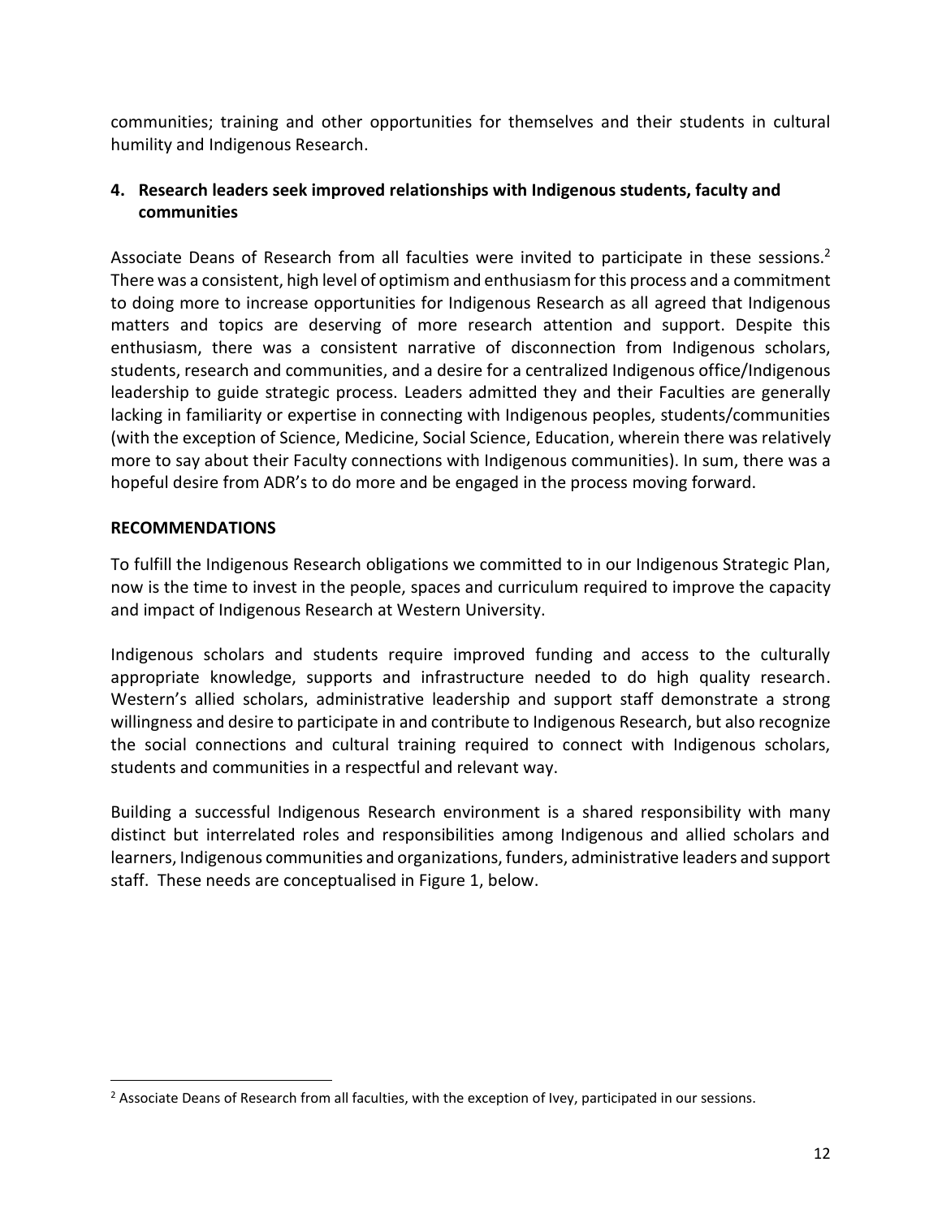communities; training and other opportunities for themselves and their students in cultural humility and Indigenous Research.

**4. Research leaders seek improved relationships with Indigenous students, faculty and communities**

Associate Deans of Research from all faculties were invited to participate in these sessions.[2] There was a consistent, high level of optimism and enthusiasm for this process and a commitment to doing more to increase opportunities for Indigenous Research as all agreed that Indigenous matters and topics are deserving of more research attention and support. Despite this enthusiasm, there was a consistent narrative of disconnection from Indigenous scholars, students, research and communities, and a desire for a centralized Indigenous office/Indigenous leadership to guide strategic process. Leaders admitted they and their Faculties are generally lacking in familiarity or expertise in connecting with Indigenous peoples, students/communities (with the exception of Science, Medicine, Social Science, Education, wherein there was relatively more to say about their Faculty connections with Indigenous communities). In sum, there was a hopeful desire from ADR's to do more and be engaged in the process moving forward.

**RECOMMENDATIONS**

To fulfill the Indigenous Research obligations we committed to in our Indigenous Strategic Plan, now is the time to invest in the people, spaces and curriculum required to improve the capacity and impact of Indigenous Research at Western University.

Indigenous scholars and students require improved funding and access to the culturally appropriate knowledge, supports and infrastructure needed to do high quality research. Western's allied scholars, administrative leadership and support staff demonstrate a strong willingness and desire to participate in and contribute to Indigenous Research, but also recognize the social connections and cultural training required to connect with Indigenous scholars, students and communities in a respectful and relevant way.

Building a successful Indigenous Research environment is a shared responsibility with many distinct but interrelated roles and responsibilities among Indigenous and allied scholars and learners, Indigenous communities and organizations, funders, administrative leaders and support staff. These needs are conceptualised in Figure 1, below.

[2] Associate Deans of Research from all faculties, with the exception of Ivey, participated in our sessions.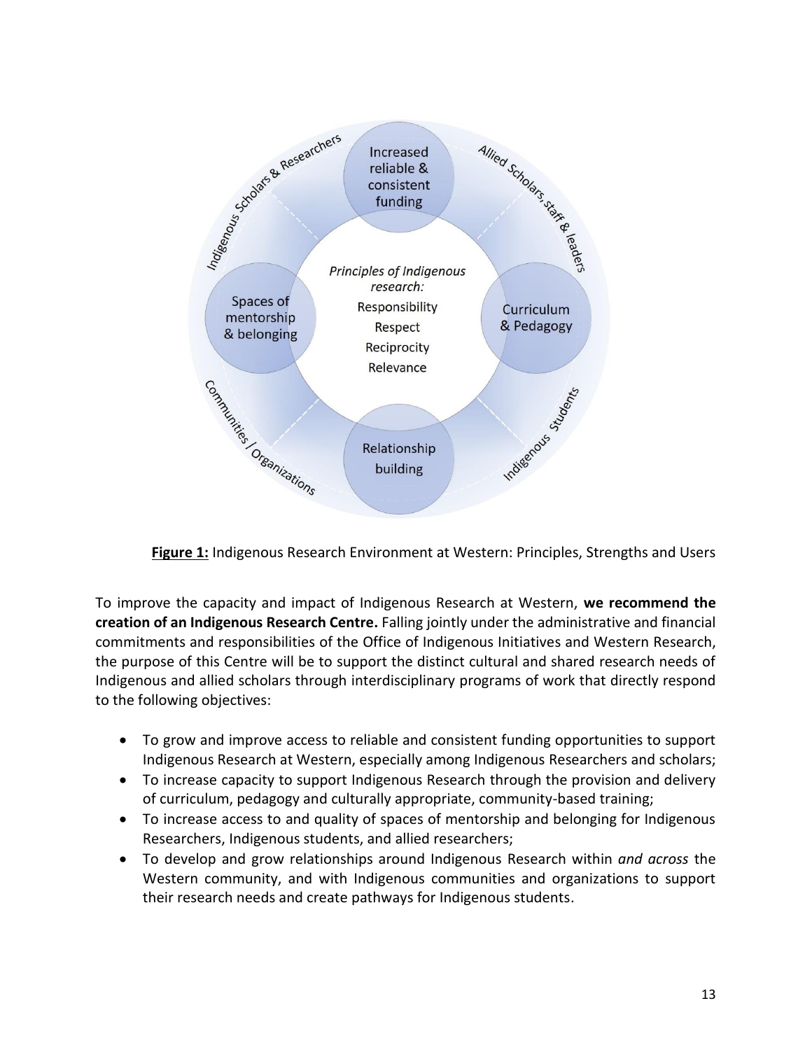Increased reliable & consistent funding

Allied Scholars, staff & leaders

Curriculum & Pedagogy

Indigenous Students

Relationship building

Communities / Organizations

Spaces of mentorship & belonging

Indigenous Scholars & Researchers

*Principles of Indigenous research:*
Responsibility
Respect
Reciprocity
Relevance

**Figure 1:** Indigenous Research Environment at Western: Principles, Strengths and Users

To improve the capacity and impact of Indigenous Research at Western, **we recommend the creation of an Indigenous Research Centre.** Falling jointly under the administrative and financial commitments and responsibilities of the Office of Indigenous Initiatives and Western Research, the purpose of this Centre will be to support the distinct cultural and shared research needs of Indigenous and allied scholars through interdisciplinary programs of work that directly respond to the following objectives:

- To grow and improve access to reliable and consistent funding opportunities to support Indigenous Research at Western, especially among Indigenous Researchers and scholars;
- To increase capacity to support Indigenous Research through the provision and delivery of curriculum, pedagogy and culturally appropriate, community-based training;
- To increase access to and quality of spaces of mentorship and belonging for Indigenous Researchers, Indigenous students, and allied researchers;
- To develop and grow relationships around Indigenous Research within *and across* the Western community, and with Indigenous communities and organizations to support their research needs and create pathways for Indigenous students.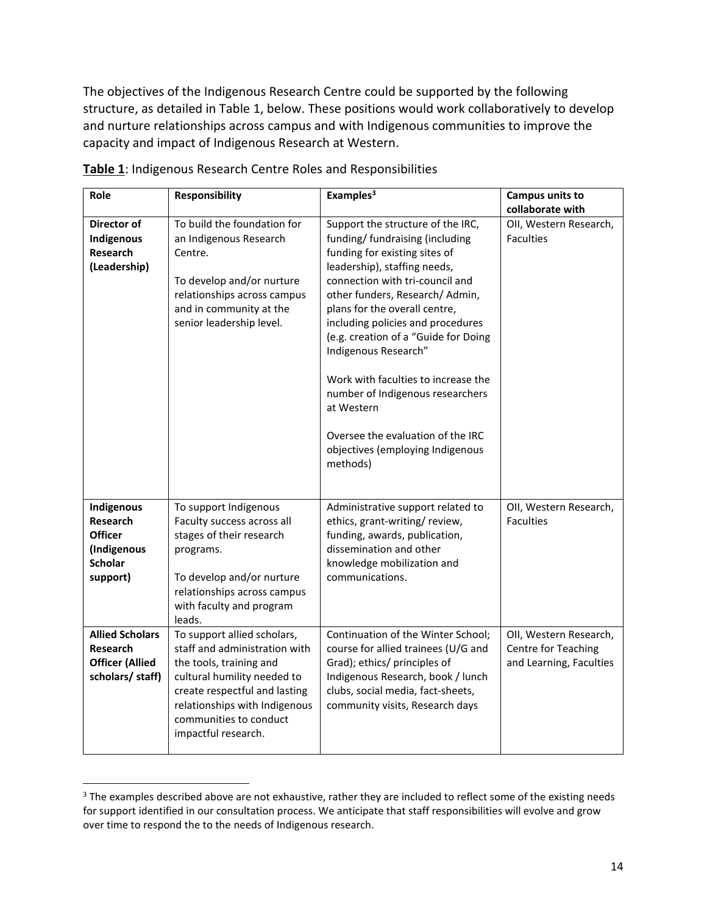The objectives of the Indigenous Research Centre could be supported by the following structure, as detailed in Table 1, below. These positions would work collaboratively to develop and nurture relationships across campus and with Indigenous communities to improve the capacity and impact of Indigenous Research at Western.

**Table 1**: Indigenous Research Centre Roles and Responsibilities

| Role | Responsibility | Examples[3] | Campus units to collaborate with |
|---|---|---|---|
| **Director of Indigenous Research (Leadership)** | To build the foundation for an Indigenous Research Centre.<br><br>To develop and/or nurture relationships across campus and in community at the senior leadership level. | Support the structure of the IRC, funding/ fundraising (including funding for existing sites of leadership), staffing needs, connection with tri-council and other funders, Research/ Admin, plans for the overall centre, including policies and procedures (e.g. creation of a "Guide for Doing Indigenous Research"<br><br>Work with faculties to increase the number of Indigenous researchers at Western<br><br>Oversee the evaluation of the IRC objectives (employing Indigenous methods) | OII, Western Research, Faculties |
| **Indigenous Research Officer (Indigenous Scholar support)** | To support Indigenous Faculty success across all stages of their research programs.<br><br>To develop and/or nurture relationships across campus with faculty and program leads. | Administrative support related to ethics, grant-writing/ review, funding, awards, publication, dissemination and other knowledge mobilization and communications. | OII, Western Research, Faculties |
| **Allied Scholars Research Officer (Allied scholars/ staff)** | To support allied scholars, staff and administration with the tools, training and cultural humility needed to create respectful and lasting relationships with Indigenous communities to conduct impactful research. | Continuation of the Winter School; course for allied trainees (U/G and Grad); ethics/ principles of Indigenous Research, book / lunch clubs, social media, fact-sheets, community visits, Research days | OII, Western Research, Centre for Teaching and Learning, Faculties |

[3] The examples described above are not exhaustive, rather they are included to reflect some of the existing needs for support identified in our consultation process. We anticipate that staff responsibilities will evolve and grow over time to respond the to the needs of Indigenous research.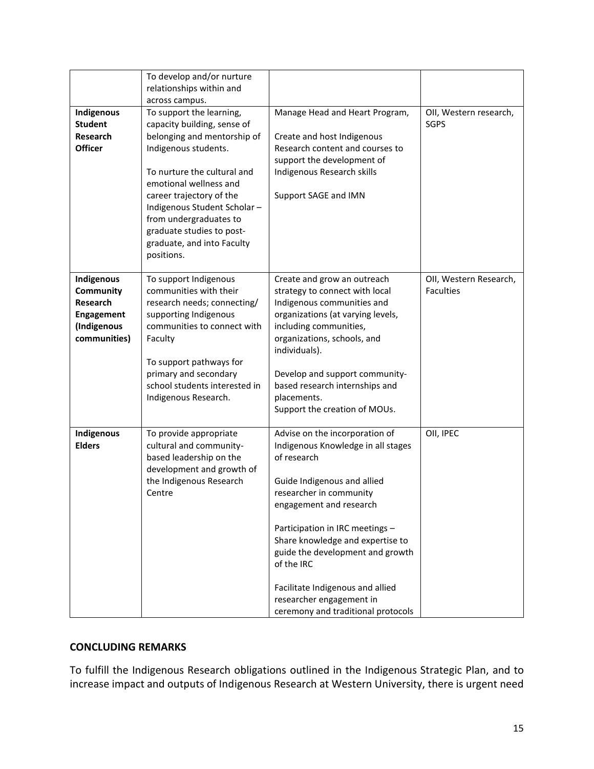| | | | |
|---|---|---|---|
| | To develop and/or nurture relationships within and across campus. | | |
| **Indigenous Student Research Officer** | To support the learning, capacity building, sense of belonging and mentorship of Indigenous students.<br><br>To nurture the cultural and emotional wellness and career trajectory of the Indigenous Student Scholar – from undergraduates to graduate studies to post-graduate, and into Faculty positions. | Manage Head and Heart Program,<br><br>Create and host Indigenous Research content and courses to support the development of Indigenous Research skills<br><br>Support SAGE and IMN | OII, Western research, SGPS |
| **Indigenous Community Research Engagement (Indigenous communities)** | To support Indigenous communities with their research needs; connecting/ supporting Indigenous communities to connect with Faculty<br><br>To support pathways for primary and secondary school students interested in Indigenous Research. | Create and grow an outreach strategy to connect with local Indigenous communities and organizations (at varying levels, including communities, organizations, schools, and individuals).<br><br>Develop and support community-based research internships and placements.<br>Support the creation of MOUs. | OII, Western Research, Faculties |
| **Indigenous Elders** | To provide appropriate cultural and community-based leadership on the development and growth of the Indigenous Research Centre | Advise on the incorporation of Indigenous Knowledge in all stages of research<br><br>Guide Indigenous and allied researcher in community engagement and research<br><br>Participation in IRC meetings – Share knowledge and expertise to guide the development and growth of the IRC<br><br>Facilitate Indigenous and allied researcher engagement in ceremony and traditional protocols | OII, IPEC |

## CONCLUDING REMARKS

To fulfill the Indigenous Research obligations outlined in the Indigenous Strategic Plan, and to increase impact and outputs of Indigenous Research at Western University, there is urgent need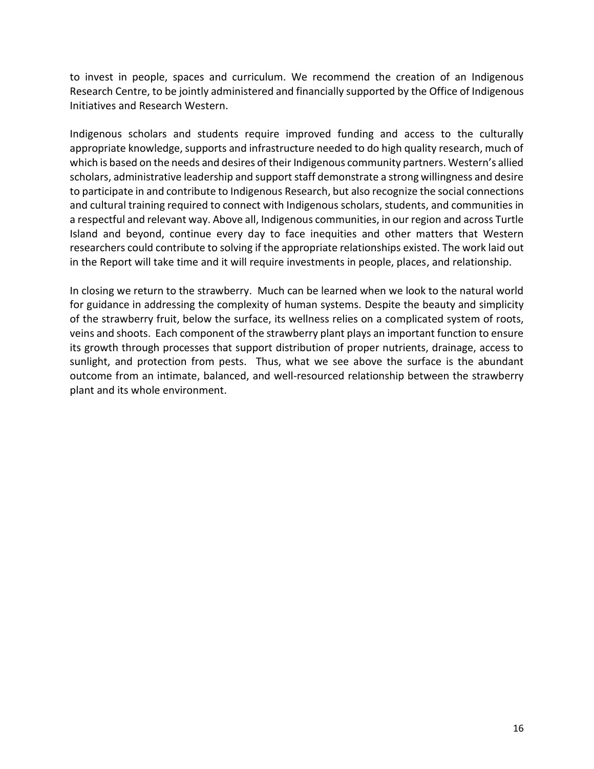to invest in people, spaces and curriculum. We recommend the creation of an Indigenous Research Centre, to be jointly administered and financially supported by the Office of Indigenous Initiatives and Research Western.

Indigenous scholars and students require improved funding and access to the culturally appropriate knowledge, supports and infrastructure needed to do high quality research, much of which is based on the needs and desires of their Indigenous community partners. Western's allied scholars, administrative leadership and support staff demonstrate a strong willingness and desire to participate in and contribute to Indigenous Research, but also recognize the social connections and cultural training required to connect with Indigenous scholars, students, and communities in a respectful and relevant way. Above all, Indigenous communities, in our region and across Turtle Island and beyond, continue every day to face inequities and other matters that Western researchers could contribute to solving if the appropriate relationships existed. The work laid out in the Report will take time and it will require investments in people, places, and relationship.

In closing we return to the strawberry. Much can be learned when we look to the natural world for guidance in addressing the complexity of human systems. Despite the beauty and simplicity of the strawberry fruit, below the surface, its wellness relies on a complicated system of roots, veins and shoots. Each component of the strawberry plant plays an important function to ensure its growth through processes that support distribution of proper nutrients, drainage, access to sunlight, and protection from pests. Thus, what we see above the surface is the abundant outcome from an intimate, balanced, and well-resourced relationship between the strawberry plant and its whole environment.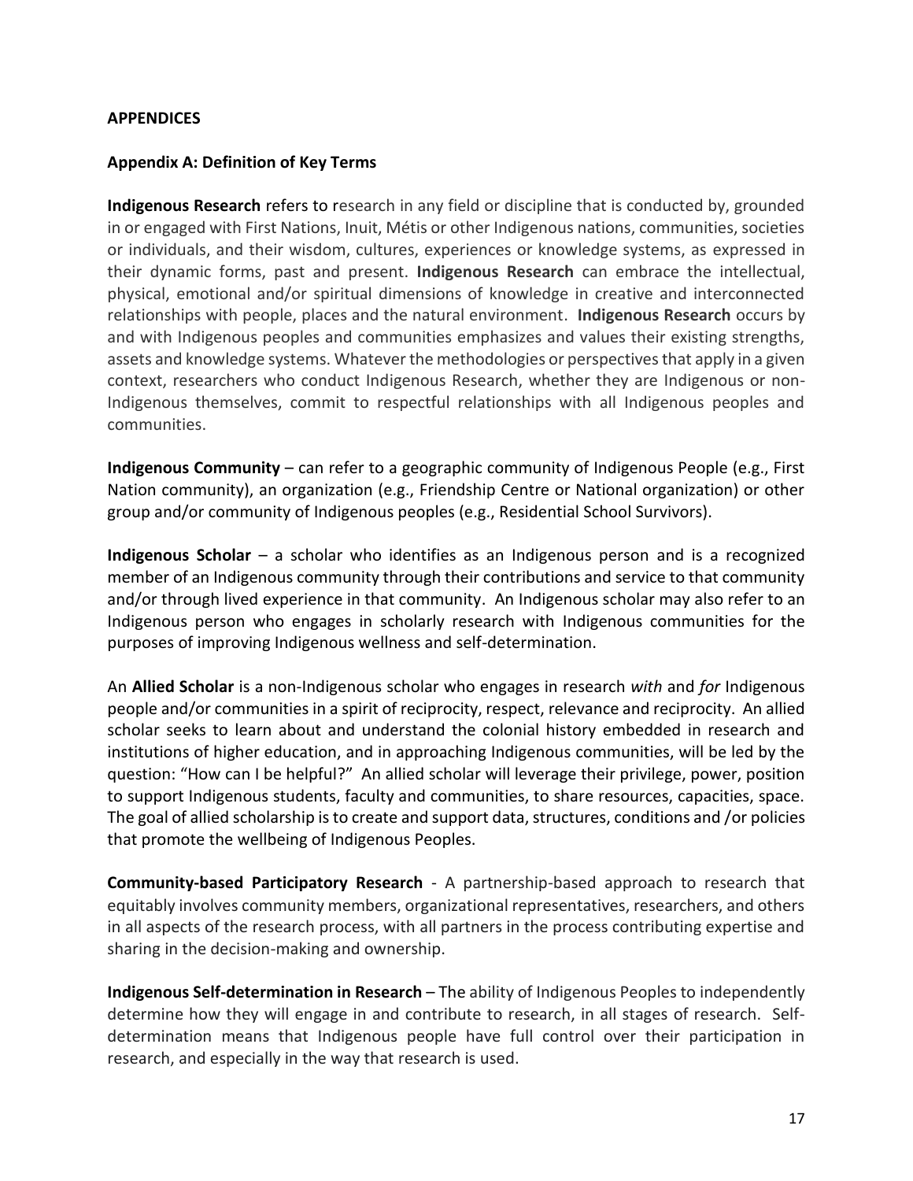**APPENDICES**

**Appendix A: Definition of Key Terms**

**Indigenous Research** refers to research in any field or discipline that is conducted by, grounded in or engaged with First Nations, Inuit, Métis or other Indigenous nations, communities, societies or individuals, and their wisdom, cultures, experiences or knowledge systems, as expressed in their dynamic forms, past and present. **Indigenous Research** can embrace the intellectual, physical, emotional and/or spiritual dimensions of knowledge in creative and interconnected relationships with people, places and the natural environment. **Indigenous Research** occurs by and with Indigenous peoples and communities emphasizes and values their existing strengths, assets and knowledge systems. Whatever the methodologies or perspectives that apply in a given context, researchers who conduct Indigenous Research, whether they are Indigenous or non-Indigenous themselves, commit to respectful relationships with all Indigenous peoples and communities.

**Indigenous Community** – can refer to a geographic community of Indigenous People (e.g., First Nation community), an organization (e.g., Friendship Centre or National organization) or other group and/or community of Indigenous peoples (e.g., Residential School Survivors).

**Indigenous Scholar** – a scholar who identifies as an Indigenous person and is a recognized member of an Indigenous community through their contributions and service to that community and/or through lived experience in that community. An Indigenous scholar may also refer to an Indigenous person who engages in scholarly research with Indigenous communities for the purposes of improving Indigenous wellness and self-determination.

An **Allied Scholar** is a non-Indigenous scholar who engages in research *with* and *for* Indigenous people and/or communities in a spirit of reciprocity, respect, relevance and reciprocity. An allied scholar seeks to learn about and understand the colonial history embedded in research and institutions of higher education, and in approaching Indigenous communities, will be led by the question: "How can I be helpful?" An allied scholar will leverage their privilege, power, position to support Indigenous students, faculty and communities, to share resources, capacities, space. The goal of allied scholarship is to create and support data, structures, conditions and /or policies that promote the wellbeing of Indigenous Peoples.

**Community-based Participatory Research** - A partnership-based approach to research that equitably involves community members, organizational representatives, researchers, and others in all aspects of the research process, with all partners in the process contributing expertise and sharing in the decision-making and ownership.

**Indigenous Self-determination in Research** – The ability of Indigenous Peoples to independently determine how they will engage in and contribute to research, in all stages of research. Self-determination means that Indigenous people have full control over their participation in research, and especially in the way that research is used.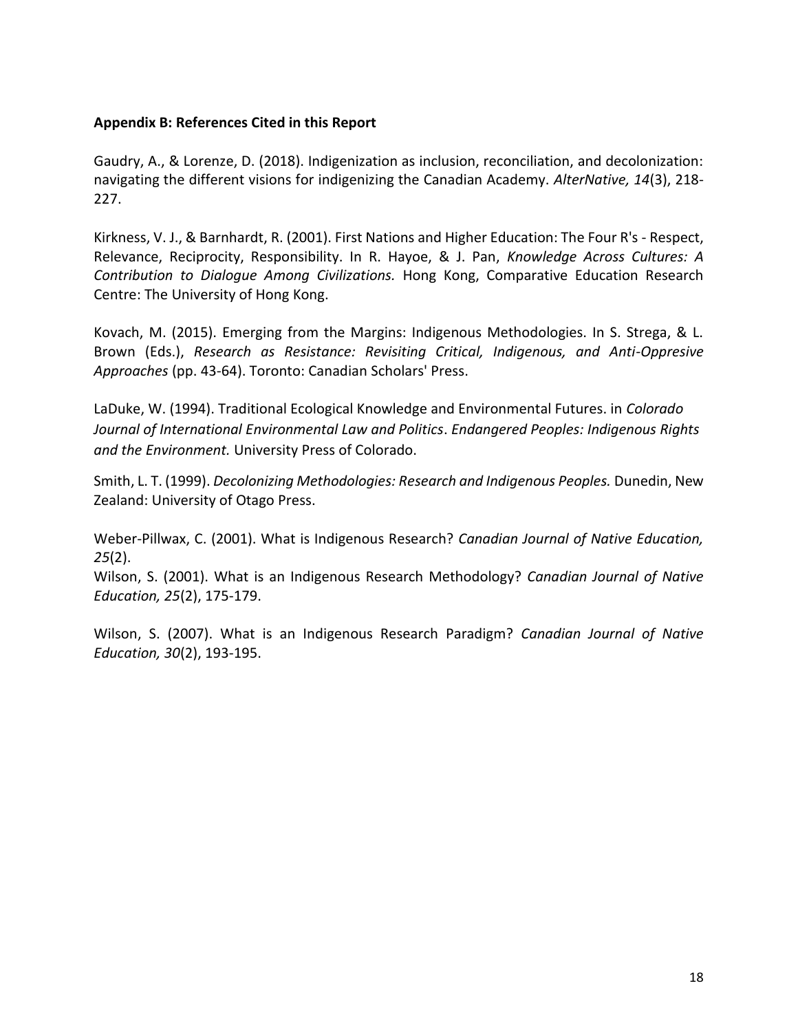**Appendix B: References Cited in this Report**

Gaudry, A., & Lorenze, D. (2018). Indigenization as inclusion, reconciliation, and decolonization: navigating the different visions for indigenizing the Canadian Academy. *AlterNative, 14*(3), 218-227.

Kirkness, V. J., & Barnhardt, R. (2001). First Nations and Higher Education: The Four R's - Respect, Relevance, Reciprocity, Responsibility. In R. Hayoe, & J. Pan, *Knowledge Across Cultures: A Contribution to Dialogue Among Civilizations.* Hong Kong, Comparative Education Research Centre: The University of Hong Kong.

Kovach, M. (2015). Emerging from the Margins: Indigenous Methodologies. In S. Strega, & L. Brown (Eds.), *Research as Resistance: Revisiting Critical, Indigenous, and Anti-Oppresive Approaches* (pp. 43-64). Toronto: Canadian Scholars' Press.

LaDuke, W. (1994). Traditional Ecological Knowledge and Environmental Futures. in *Colorado Journal of International Environmental Law and Politics*. *Endangered Peoples: Indigenous Rights and the Environment.* University Press of Colorado.

Smith, L. T. (1999). *Decolonizing Methodologies: Research and Indigenous Peoples.* Dunedin, New Zealand: University of Otago Press.

Weber-Pillwax, C. (2001). What is Indigenous Research? *Canadian Journal of Native Education, 25*(2).

Wilson, S. (2001). What is an Indigenous Research Methodology? *Canadian Journal of Native Education, 25*(2), 175-179.

Wilson, S. (2007). What is an Indigenous Research Paradigm? *Canadian Journal of Native Education, 30*(2), 193-195.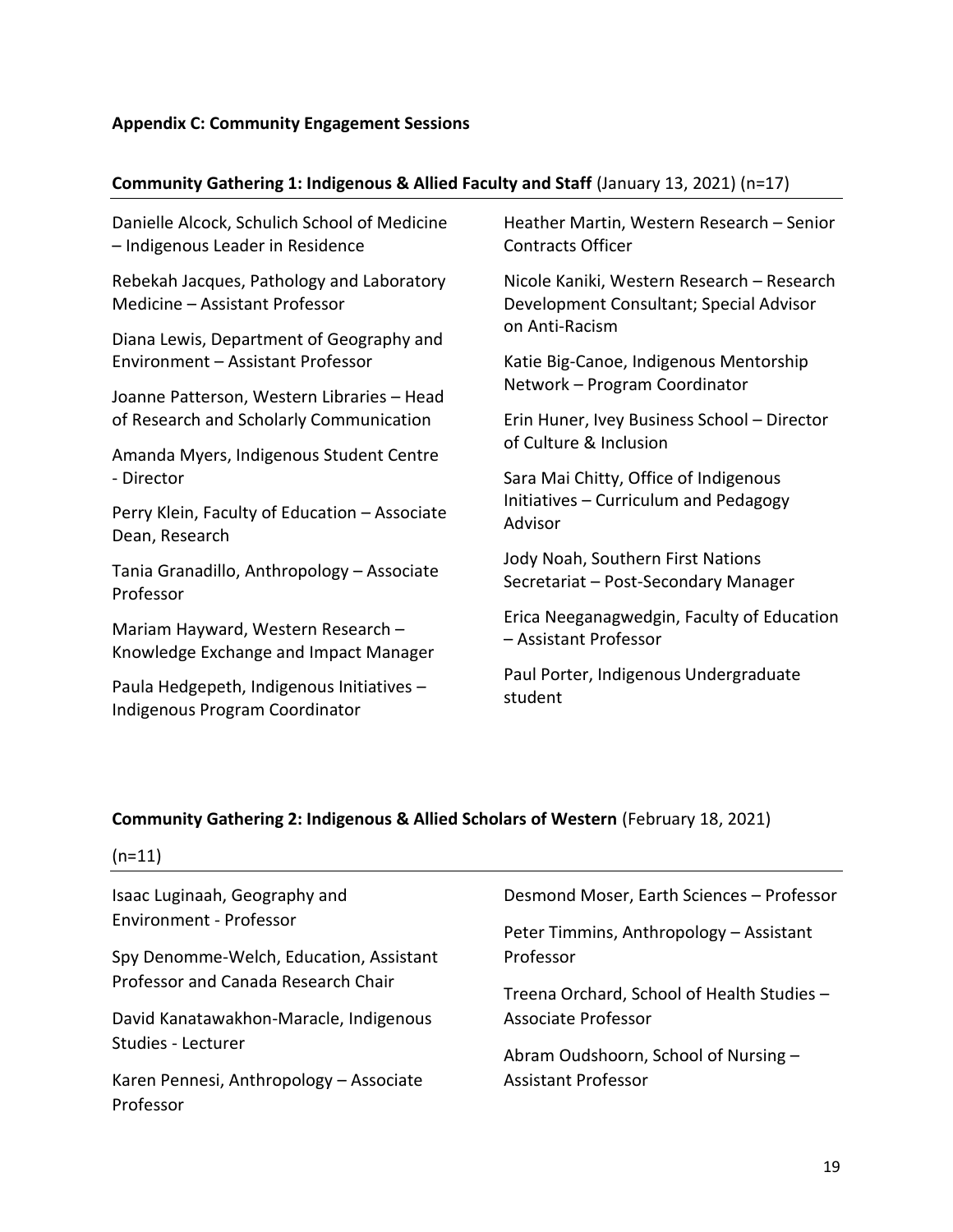**Appendix C: Community Engagement Sessions**

**Community Gathering 1: Indigenous & Allied Faculty and Staff** (January 13, 2021) (n=17)

Danielle Alcock, Schulich School of Medicine – Indigenous Leader in Residence

Rebekah Jacques, Pathology and Laboratory Medicine – Assistant Professor

Diana Lewis, Department of Geography and Environment – Assistant Professor

Joanne Patterson, Western Libraries – Head of Research and Scholarly Communication

Amanda Myers, Indigenous Student Centre - Director

Perry Klein, Faculty of Education – Associate Dean, Research

Tania Granadillo, Anthropology – Associate Professor

Mariam Hayward, Western Research – Knowledge Exchange and Impact Manager

Paula Hedgepeth, Indigenous Initiatives – Indigenous Program Coordinator

Heather Martin, Western Research – Senior Contracts Officer

Nicole Kaniki, Western Research – Research Development Consultant; Special Advisor on Anti-Racism

Katie Big-Canoe, Indigenous Mentorship Network – Program Coordinator

Erin Huner, Ivey Business School – Director of Culture & Inclusion

Sara Mai Chitty, Office of Indigenous Initiatives – Curriculum and Pedagogy Advisor

Jody Noah, Southern First Nations Secretariat – Post-Secondary Manager

Erica Neeganagwedgin, Faculty of Education – Assistant Professor

Paul Porter, Indigenous Undergraduate student

**Community Gathering 2: Indigenous & Allied Scholars of Western** (February 18, 2021) (n=11)

Isaac Luginaah, Geography and Environment - Professor

Spy Denomme-Welch, Education, Assistant Professor and Canada Research Chair

David Kanatawakhon-Maracle, Indigenous Studies - Lecturer

Karen Pennesi, Anthropology – Associate Professor

Desmond Moser, Earth Sciences – Professor

Peter Timmins, Anthropology – Assistant Professor

Treena Orchard, School of Health Studies – Associate Professor

Abram Oudshoorn, School of Nursing – Assistant Professor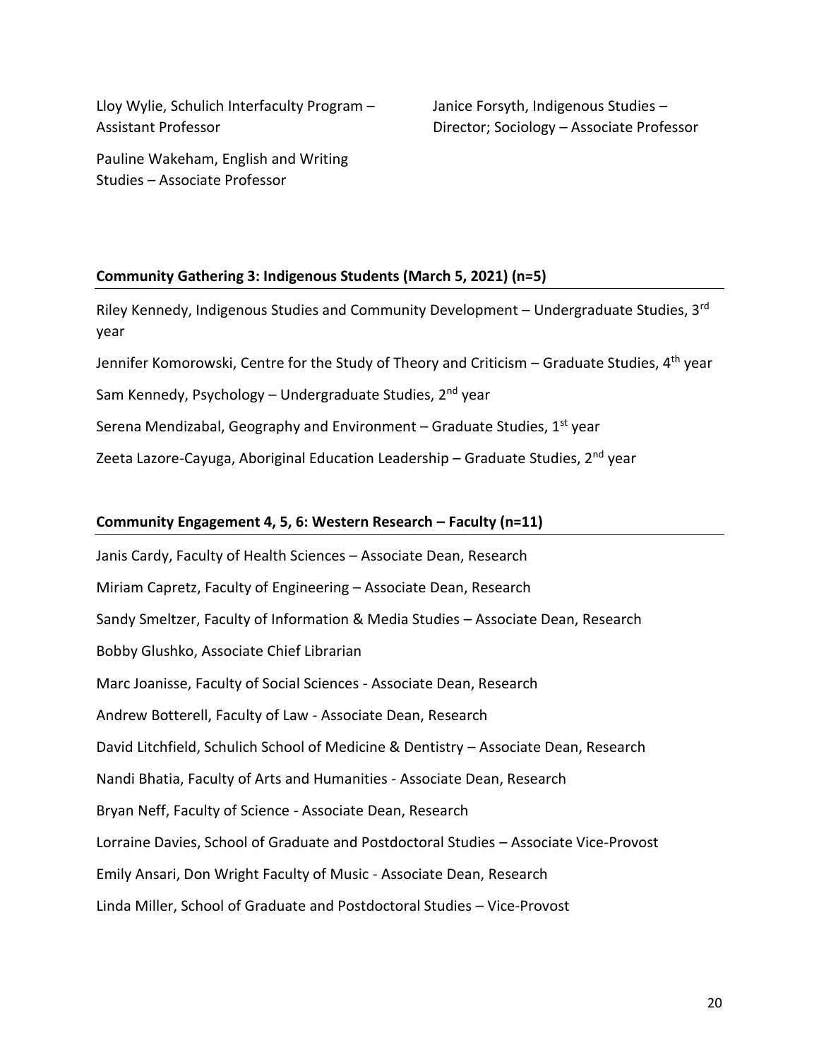Lloy Wylie, Schulich Interfaculty Program – Assistant Professor

Pauline Wakeham, English and Writing Studies – Associate Professor

Janice Forsyth, Indigenous Studies – Director; Sociology – Associate Professor

**Community Gathering 3: Indigenous Students (March 5, 2021) (n=5)**

Riley Kennedy, Indigenous Studies and Community Development – Undergraduate Studies, 3rd year

Jennifer Komorowski, Centre for the Study of Theory and Criticism – Graduate Studies, 4th year

Sam Kennedy, Psychology – Undergraduate Studies, 2nd year

Serena Mendizabal, Geography and Environment – Graduate Studies, 1st year

Zeeta Lazore-Cayuga, Aboriginal Education Leadership – Graduate Studies, 2nd year

**Community Engagement 4, 5, 6: Western Research – Faculty (n=11)**

Janis Cardy, Faculty of Health Sciences – Associate Dean, Research

Miriam Capretz, Faculty of Engineering – Associate Dean, Research

Sandy Smeltzer, Faculty of Information & Media Studies – Associate Dean, Research

Bobby Glushko, Associate Chief Librarian

Marc Joanisse, Faculty of Social Sciences - Associate Dean, Research

Andrew Botterell, Faculty of Law - Associate Dean, Research

David Litchfield, Schulich School of Medicine & Dentistry – Associate Dean, Research

Nandi Bhatia, Faculty of Arts and Humanities - Associate Dean, Research

Bryan Neff, Faculty of Science - Associate Dean, Research

Lorraine Davies, School of Graduate and Postdoctoral Studies – Associate Vice-Provost

Emily Ansari, Don Wright Faculty of Music - Associate Dean, Research

Linda Miller, School of Graduate and Postdoctoral Studies – Vice-Provost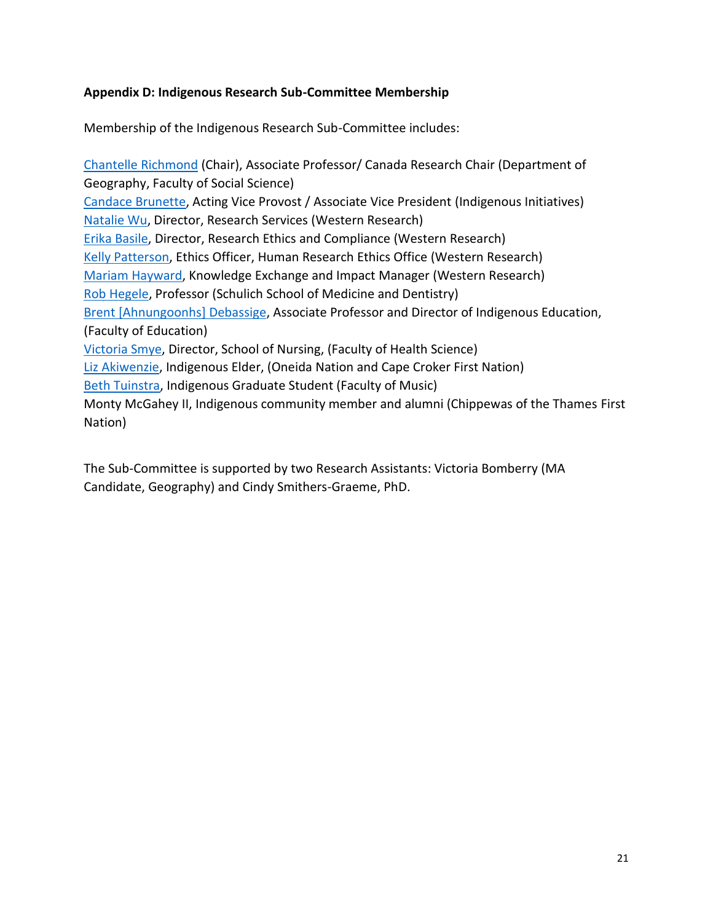**Appendix D: Indigenous Research Sub-Committee Membership**

Membership of the Indigenous Research Sub-Committee includes:

Chantelle Richmond (Chair), Associate Professor/ Canada Research Chair (Department of Geography, Faculty of Social Science)
Candace Brunette, Acting Vice Provost / Associate Vice President (Indigenous Initiatives)
Natalie Wu, Director, Research Services (Western Research)
Erika Basile, Director, Research Ethics and Compliance (Western Research)
Kelly Patterson, Ethics Officer, Human Research Ethics Office (Western Research)
Mariam Hayward, Knowledge Exchange and Impact Manager (Western Research)
Rob Hegele, Professor (Schulich School of Medicine and Dentistry)
Brent [Ahnungoonhs] Debassige, Associate Professor and Director of Indigenous Education, (Faculty of Education)
Victoria Smye, Director, School of Nursing, (Faculty of Health Science)
Liz Akiwenzie, Indigenous Elder, (Oneida Nation and Cape Croker First Nation)
Beth Tuinstra, Indigenous Graduate Student (Faculty of Music)
Monty McGahey II, Indigenous community member and alumni (Chippewas of the Thames First Nation)

The Sub-Committee is supported by two Research Assistants: Victoria Bomberry (MA Candidate, Geography) and Cindy Smithers-Graeme, PhD.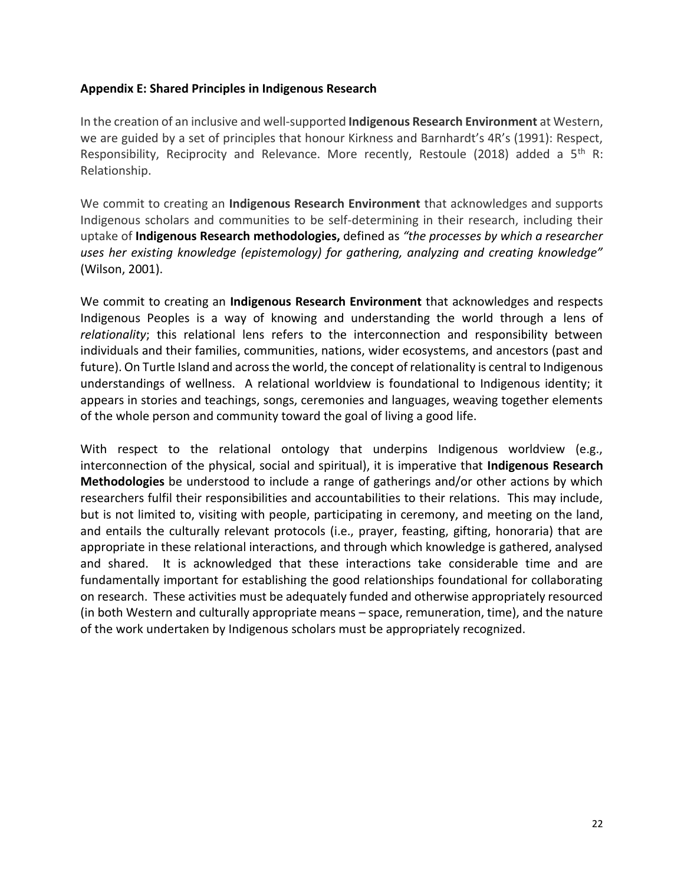**Appendix E: Shared Principles in Indigenous Research**

In the creation of an inclusive and well-supported **Indigenous Research Environment** at Western, we are guided by a set of principles that honour Kirkness and Barnhardt's 4R's (1991): Respect, Responsibility, Reciprocity and Relevance. More recently, Restoule (2018) added a 5th R: Relationship.

We commit to creating an **Indigenous Research Environment** that acknowledges and supports Indigenous scholars and communities to be self-determining in their research, including their uptake of **Indigenous Research methodologies,** defined as *"the processes by which a researcher uses her existing knowledge (epistemology) for gathering, analyzing and creating knowledge"* (Wilson, 2001).

We commit to creating an **Indigenous Research Environment** that acknowledges and respects Indigenous Peoples is a way of knowing and understanding the world through a lens of *relationality*; this relational lens refers to the interconnection and responsibility between individuals and their families, communities, nations, wider ecosystems, and ancestors (past and future). On Turtle Island and across the world, the concept of relationality is central to Indigenous understandings of wellness. A relational worldview is foundational to Indigenous identity; it appears in stories and teachings, songs, ceremonies and languages, weaving together elements of the whole person and community toward the goal of living a good life.

With respect to the relational ontology that underpins Indigenous worldview (e.g., interconnection of the physical, social and spiritual), it is imperative that **Indigenous Research Methodologies** be understood to include a range of gatherings and/or other actions by which researchers fulfil their responsibilities and accountabilities to their relations. This may include, but is not limited to, visiting with people, participating in ceremony, and meeting on the land, and entails the culturally relevant protocols (i.e., prayer, feasting, gifting, honoraria) that are appropriate in these relational interactions, and through which knowledge is gathered, analysed and shared. It is acknowledged that these interactions take considerable time and are fundamentally important for establishing the good relationships foundational for collaborating on research. These activities must be adequately funded and otherwise appropriately resourced (in both Western and culturally appropriate means – space, remuneration, time), and the nature of the work undertaken by Indigenous scholars must be appropriately recognized.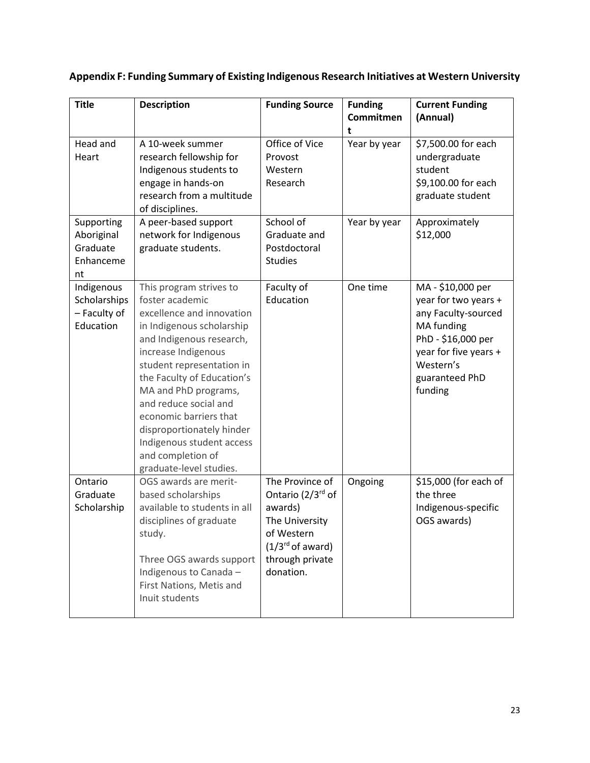## Appendix F: Funding Summary of Existing Indigenous Research Initiatives at Western University

| Title | Description | Funding Source | Funding Commitment | Current Funding (Annual) |
|---|---|---|---|---|
| Head and Heart | A 10-week summer research fellowship for Indigenous students to engage in hands-on research from a multitude of disciplines. | Office of Vice Provost Western Research | Year by year | $7,500.00 for each undergraduate student<br>$9,100.00 for each graduate student |
| Supporting Aboriginal Graduate Enhancement | A peer-based support network for Indigenous graduate students. | School of Graduate and Postdoctoral Studies | Year by year | Approximately $12,000 |
| Indigenous Scholarships – Faculty of Education | This program strives to foster academic excellence and innovation in Indigenous scholarship and Indigenous research, increase Indigenous student representation in the Faculty of Education's MA and PhD programs, and reduce social and economic barriers that disproportionately hinder Indigenous student access and completion of graduate-level studies. | Faculty of Education | One time | MA - $10,000 per year for two years + any Faculty-sourced MA funding<br>PhD - $16,000 per year for five years + Western's guaranteed PhD funding |
| Ontario Graduate Scholarship | OGS awards are merit-based scholarships available to students in all disciplines of graduate study.<br><br>Three OGS awards support Indigenous to Canada – First Nations, Metis and Inuit students | The Province of Ontario (2/3rd of awards)<br>The University of Western (1/3rd of award) through private donation. | Ongoing | $15,000 (for each of the three Indigenous-specific OGS awards) |